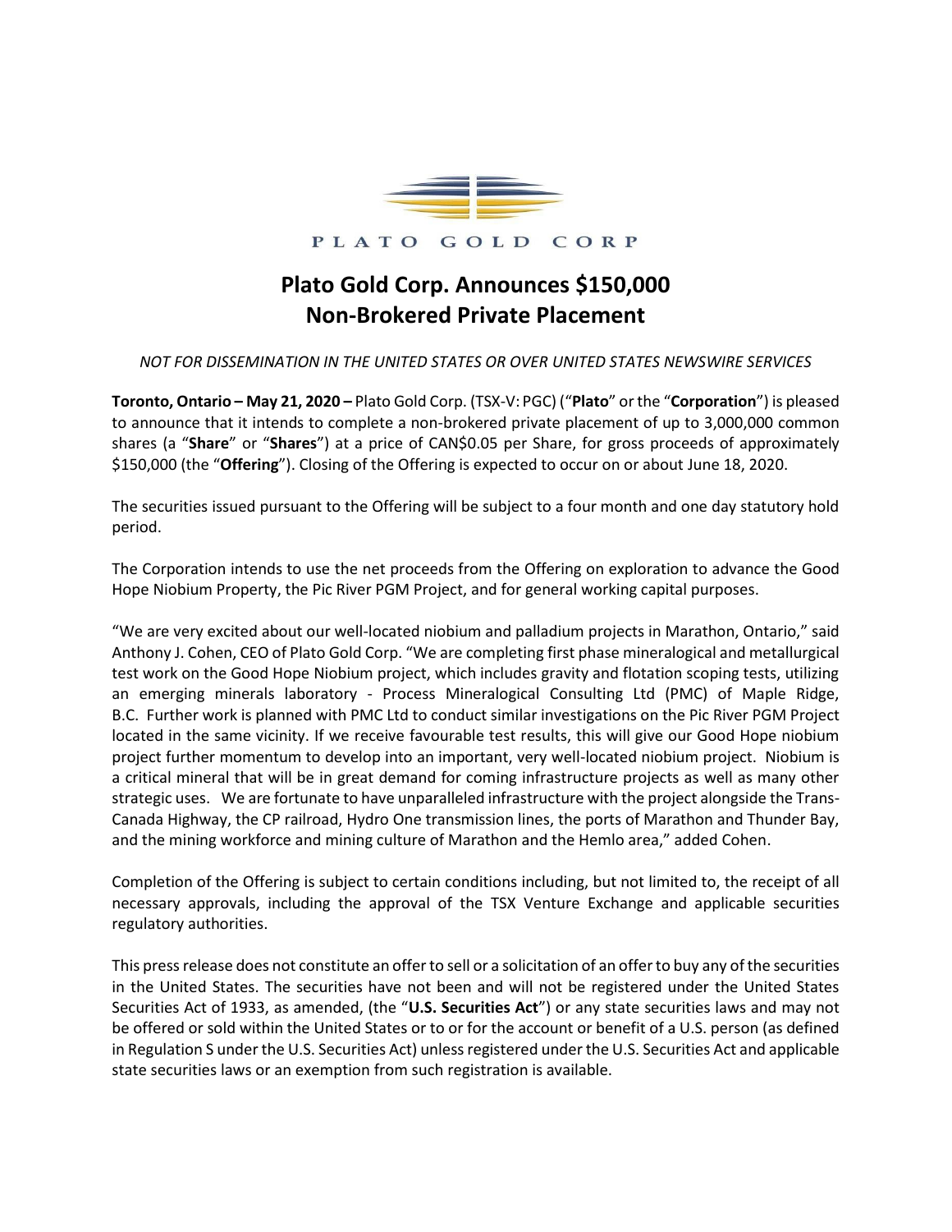PLATO GOLD CORP

# Plato Gold Corp. Announces $150,000 Non-Brokered Private Placement

*NOT FOR DISSEMINATION IN THE UNITED STATES OR OVER UNITED STATES NEWSWIRE SERVICES*

**Toronto, Ontario – May 21, 2020 –** Plato Gold Corp. (TSX-V: PGC) ("**Plato**" or the "**Corporation**") is pleased to announce that it intends to complete a non-brokered private placement of up to 3,000,000 common shares (a "**Share**" or "**Shares**") at a price of CAN$0.05 per Share, for gross proceeds of approximately $150,000 (the "**Offering**"). Closing of the Offering is expected to occur on or about June 18, 2020.

The securities issued pursuant to the Offering will be subject to a four month and one day statutory hold period.

The Corporation intends to use the net proceeds from the Offering on exploration to advance the Good Hope Niobium Property, the Pic River PGM Project, and for general working capital purposes.

"We are very excited about our well-located niobium and palladium projects in Marathon, Ontario," said Anthony J. Cohen, CEO of Plato Gold Corp. "We are completing first phase mineralogical and metallurgical test work on the Good Hope Niobium project, which includes gravity and flotation scoping tests, utilizing an emerging minerals laboratory - Process Mineralogical Consulting Ltd (PMC) of Maple Ridge, B.C. Further work is planned with PMC Ltd to conduct similar investigations on the Pic River PGM Project located in the same vicinity. If we receive favourable test results, this will give our Good Hope niobium project further momentum to develop into an important, very well-located niobium project. Niobium is a critical mineral that will be in great demand for coming infrastructure projects as well as many other strategic uses. We are fortunate to have unparalleled infrastructure with the project alongside the Trans-Canada Highway, the CP railroad, Hydro One transmission lines, the ports of Marathon and Thunder Bay, and the mining workforce and mining culture of Marathon and the Hemlo area," added Cohen.

Completion of the Offering is subject to certain conditions including, but not limited to, the receipt of all necessary approvals, including the approval of the TSX Venture Exchange and applicable securities regulatory authorities.

This press release does not constitute an offer to sell or a solicitation of an offer to buy any of the securities in the United States. The securities have not been and will not be registered under the United States Securities Act of 1933, as amended, (the "**U.S. Securities Act**") or any state securities laws and may not be offered or sold within the United States or to or for the account or benefit of a U.S. person (as defined in Regulation S under the U.S. Securities Act) unless registered under the U.S. Securities Act and applicable state securities laws or an exemption from such registration is available.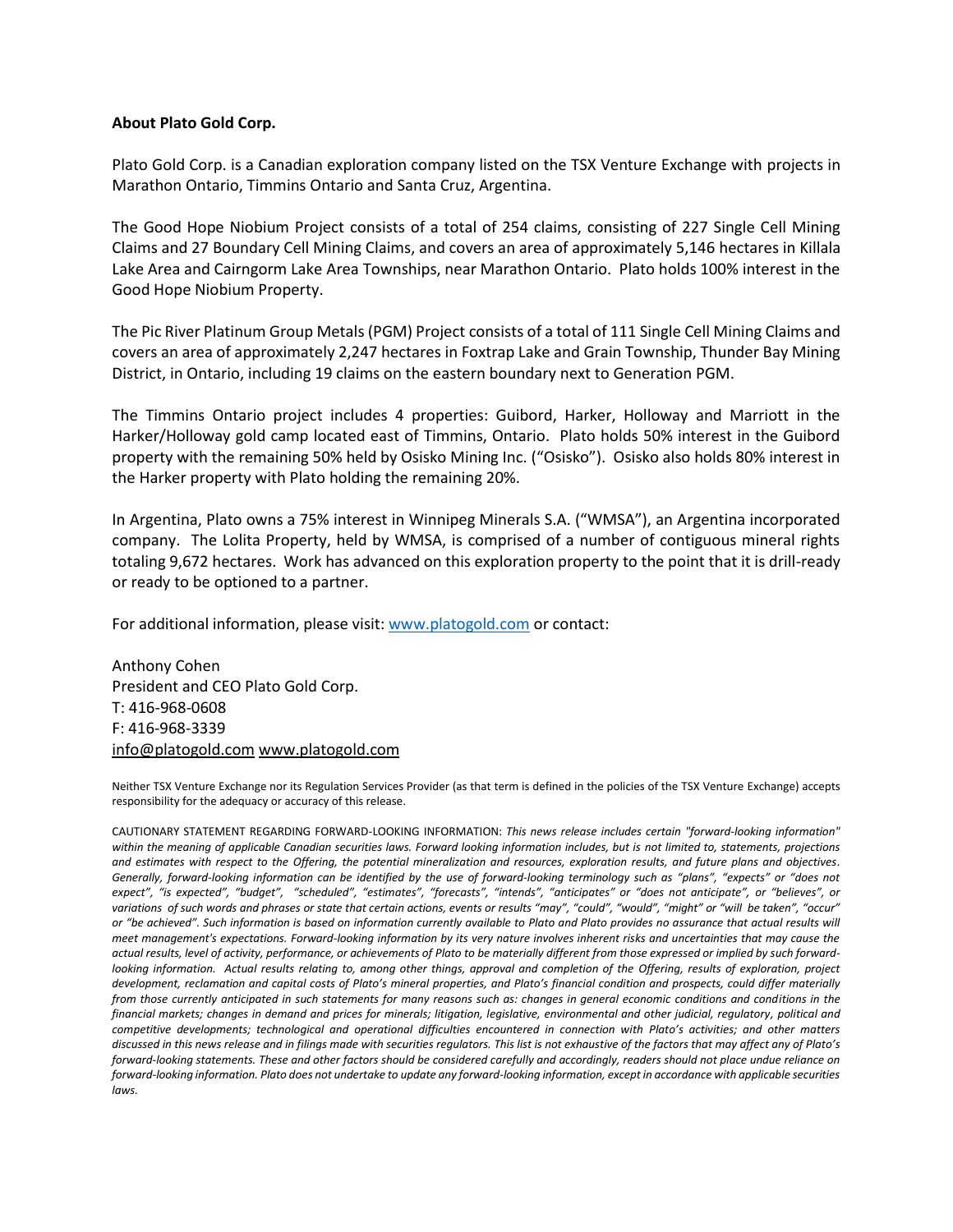**About Plato Gold Corp.**

Plato Gold Corp. is a Canadian exploration company listed on the TSX Venture Exchange with projects in Marathon Ontario, Timmins Ontario and Santa Cruz, Argentina.

The Good Hope Niobium Project consists of a total of 254 claims, consisting of 227 Single Cell Mining Claims and 27 Boundary Cell Mining Claims, and covers an area of approximately 5,146 hectares in Killala Lake Area and Cairngorm Lake Area Townships, near Marathon Ontario. Plato holds 100% interest in the Good Hope Niobium Property.

The Pic River Platinum Group Metals (PGM) Project consists of a total of 111 Single Cell Mining Claims and covers an area of approximately 2,247 hectares in Foxtrap Lake and Grain Township, Thunder Bay Mining District, in Ontario, including 19 claims on the eastern boundary next to Generation PGM.

The Timmins Ontario project includes 4 properties: Guibord, Harker, Holloway and Marriott in the Harker/Holloway gold camp located east of Timmins, Ontario. Plato holds 50% interest in the Guibord property with the remaining 50% held by Osisko Mining Inc. ("Osisko"). Osisko also holds 80% interest in the Harker property with Plato holding the remaining 20%.

In Argentina, Plato owns a 75% interest in Winnipeg Minerals S.A. ("WMSA"), an Argentina incorporated company. The Lolita Property, held by WMSA, is comprised of a number of contiguous mineral rights totaling 9,672 hectares. Work has advanced on this exploration property to the point that it is drill-ready or ready to be optioned to a partner.

For additional information, please visit: www.platogold.com or contact:

Anthony Cohen
President and CEO Plato Gold Corp.
T: 416-968-0608
F: 416-968-3339
info@platogold.com www.platogold.com

Neither TSX Venture Exchange nor its Regulation Services Provider (as that term is defined in the policies of the TSX Venture Exchange) accepts responsibility for the adequacy or accuracy of this release.

CAUTIONARY STATEMENT REGARDING FORWARD-LOOKING INFORMATION: *This news release includes certain "forward-looking information" within the meaning of applicable Canadian securities laws. Forward looking information includes, but is not limited to, statements, projections and estimates with respect to the Offering, the potential mineralization and resources, exploration results, and future plans and objectives. Generally, forward-looking information can be identified by the use of forward-looking terminology such as "plans", "expects" or "does not expect", "is expected", "budget", "scheduled", "estimates", "forecasts", "intends", "anticipates" or "does not anticipate", or "believes", or variations of such words and phrases or state that certain actions, events or results "may", "could", "would", "might" or "will be taken", "occur" or "be achieved". Such information is based on information currently available to Plato and Plato provides no assurance that actual results will meet management's expectations. Forward-looking information by its very nature involves inherent risks and uncertainties that may cause the actual results, level of activity, performance, or achievements of Plato to be materially different from those expressed or implied by such forward-looking information. Actual results relating to, among other things, approval and completion of the Offering, results of exploration, project development, reclamation and capital costs of Plato's mineral properties, and Plato's financial condition and prospects, could differ materially from those currently anticipated in such statements for many reasons such as: changes in general economic conditions and conditions in the financial markets; changes in demand and prices for minerals; litigation, legislative, environmental and other judicial, regulatory, political and competitive developments; technological and operational difficulties encountered in connection with Plato's activities; and other matters discussed in this news release and in filings made with securities regulators. This list is not exhaustive of the factors that may affect any of Plato's forward-looking statements. These and other factors should be considered carefully and accordingly, readers should not place undue reliance on forward-looking information. Plato does not undertake to update any forward-looking information, except in accordance with applicable securities laws.*